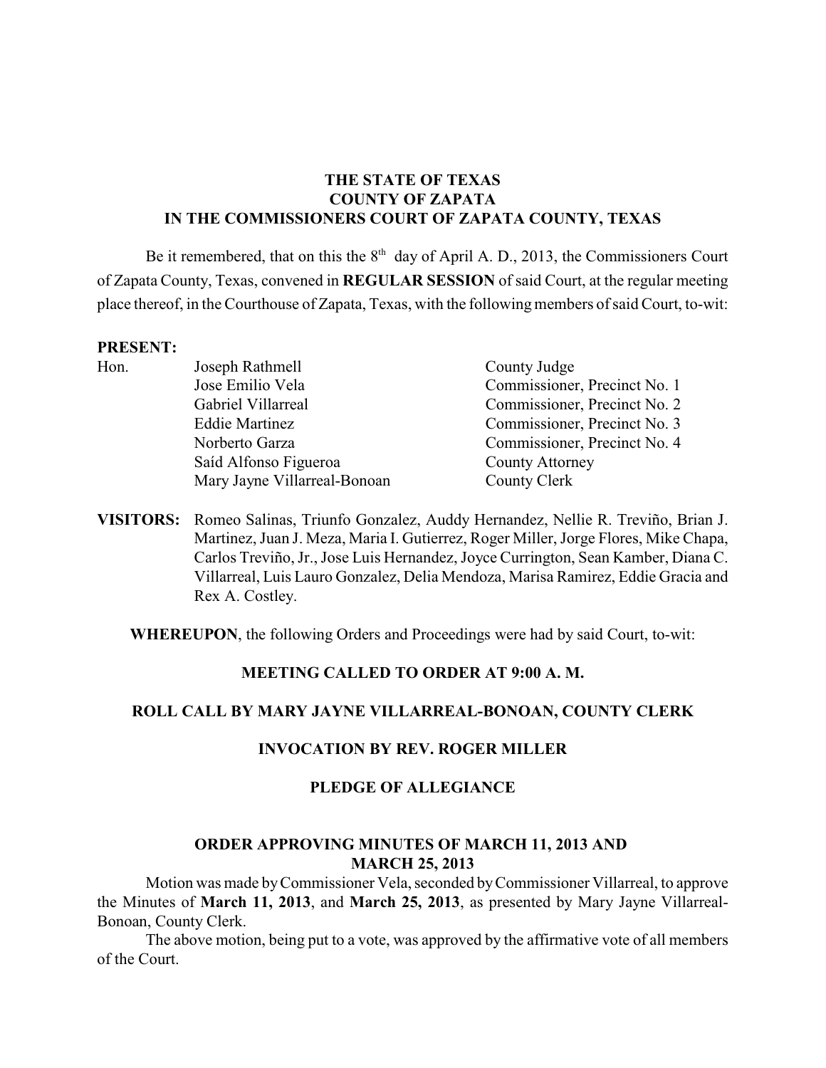**THE STATE OF TEXAS**
**COUNTY OF ZAPATA**
**IN THE COMMISSIONERS COURT OF ZAPATA COUNTY, TEXAS**

Be it remembered, that on this the 8th day of April A. D., 2013, the Commissioners Court of Zapata County, Texas, convened in **REGULAR SESSION** of said Court, at the regular meeting place thereof, in the Courthouse of Zapata, Texas, with the following members of said Court, to-wit:

**PRESENT:**

| | | |
|---|---|---|
| Hon. | Joseph Rathmell | County Judge |
| | Jose Emilio Vela | Commissioner, Precinct No. 1 |
| | Gabriel Villarreal | Commissioner, Precinct No. 2 |
| | Eddie Martinez | Commissioner, Precinct No. 3 |
| | Norberto Garza | Commissioner, Precinct No. 4 |
| | Saíd Alfonso Figueroa | County Attorney |
| | Mary Jayne Villarreal-Bonoan | County Clerk |

**VISITORS:** Romeo Salinas, Triunfo Gonzalez, Auddy Hernandez, Nellie R. Treviño, Brian J. Martinez, Juan J. Meza, Maria I. Gutierrez, Roger Miller, Jorge Flores, Mike Chapa, Carlos Treviño, Jr., Jose Luis Hernandez, Joyce Currington, Sean Kamber, Diana C. Villarreal, Luis Lauro Gonzalez, Delia Mendoza, Marisa Ramirez, Eddie Gracia and Rex A. Costley.

**WHEREUPON**, the following Orders and Proceedings were had by said Court, to-wit:

**MEETING CALLED TO ORDER AT 9:00 A. M.**

**ROLL CALL BY MARY JAYNE VILLARREAL-BONOAN, COUNTY CLERK**

**INVOCATION BY REV. ROGER MILLER**

**PLEDGE OF ALLEGIANCE**

**ORDER APPROVING MINUTES OF MARCH 11, 2013 AND MARCH 25, 2013**

Motion was made by Commissioner Vela, seconded by Commissioner Villarreal, to approve the Minutes of **March 11, 2013**, and **March 25, 2013**, as presented by Mary Jayne Villarreal-Bonoan, County Clerk.

The above motion, being put to a vote, was approved by the affirmative vote of all members of the Court.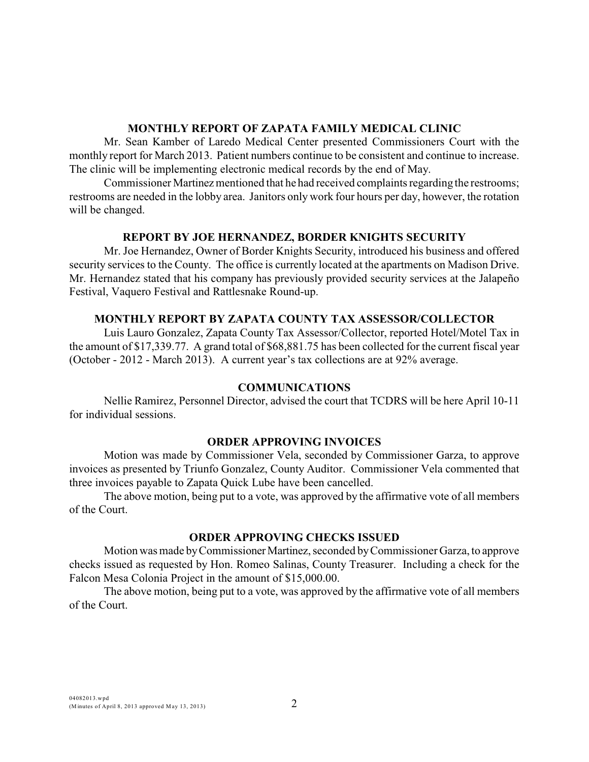## MONTHLY REPORT OF ZAPATA FAMILY MEDICAL CLINIC

Mr. Sean Kamber of Laredo Medical Center presented Commissioners Court with the monthly report for March 2013. Patient numbers continue to be consistent and continue to increase. The clinic will be implementing electronic medical records by the end of May.

Commissioner Martinez mentioned that he had received complaints regarding the restrooms; restrooms are needed in the lobby area. Janitors only work four hours per day, however, the rotation will be changed.

## REPORT BY JOE HERNANDEZ, BORDER KNIGHTS SECURITY

Mr. Joe Hernandez, Owner of Border Knights Security, introduced his business and offered security services to the County. The office is currently located at the apartments on Madison Drive. Mr. Hernandez stated that his company has previously provided security services at the Jalapeño Festival, Vaquero Festival and Rattlesnake Round-up.

## MONTHLY REPORT BY ZAPATA COUNTY TAX ASSESSOR/COLLECTOR

Luis Lauro Gonzalez, Zapata County Tax Assessor/Collector, reported Hotel/Motel Tax in the amount of $17,339.77. A grand total of $68,881.75 has been collected for the current fiscal year (October - 2012 - March 2013). A current year's tax collections are at 92% average.

## COMMUNICATIONS

Nellie Ramirez, Personnel Director, advised the court that TCDRS will be here April 10-11 for individual sessions.

## ORDER APPROVING INVOICES

Motion was made by Commissioner Vela, seconded by Commissioner Garza, to approve invoices as presented by Triunfo Gonzalez, County Auditor. Commissioner Vela commented that three invoices payable to Zapata Quick Lube have been cancelled.

The above motion, being put to a vote, was approved by the affirmative vote of all members of the Court.

## ORDER APPROVING CHECKS ISSUED

Motion was made by Commissioner Martinez, seconded by Commissioner Garza, to approve checks issued as requested by Hon. Romeo Salinas, County Treasurer. Including a check for the Falcon Mesa Colonia Project in the amount of $15,000.00.

The above motion, being put to a vote, was approved by the affirmative vote of all members of the Court.

04082013.wpd
(Minutes of April 8, 2013 approved May 13, 2013)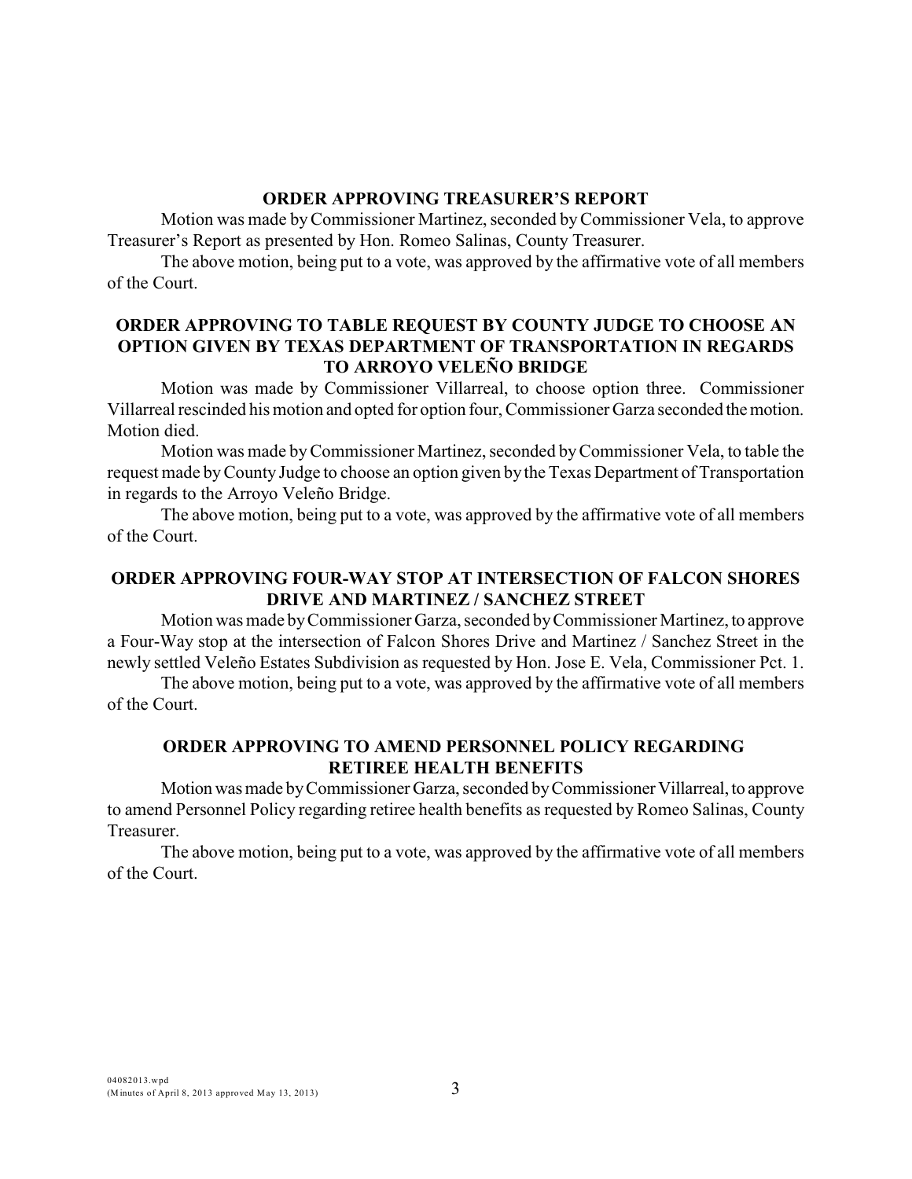**ORDER APPROVING TREASURER'S REPORT**

Motion was made by Commissioner Martinez, seconded by Commissioner Vela, to approve Treasurer's Report as presented by Hon. Romeo Salinas, County Treasurer.

The above motion, being put to a vote, was approved by the affirmative vote of all members of the Court.

**ORDER APPROVING TO TABLE REQUEST BY COUNTY JUDGE TO CHOOSE AN OPTION GIVEN BY TEXAS DEPARTMENT OF TRANSPORTATION IN REGARDS TO ARROYO VELEÑO BRIDGE**

Motion was made by Commissioner Villarreal, to choose option three. Commissioner Villarreal rescinded his motion and opted for option four, Commissioner Garza seconded the motion. Motion died.

Motion was made by Commissioner Martinez, seconded by Commissioner Vela, to table the request made by County Judge to choose an option given by the Texas Department of Transportation in regards to the Arroyo Veleño Bridge.

The above motion, being put to a vote, was approved by the affirmative vote of all members of the Court.

**ORDER APPROVING FOUR-WAY STOP AT INTERSECTION OF FALCON SHORES DRIVE AND MARTINEZ / SANCHEZ STREET**

Motion was made by Commissioner Garza, seconded by Commissioner Martinez, to approve a Four-Way stop at the intersection of Falcon Shores Drive and Martinez / Sanchez Street in the newly settled Veleño Estates Subdivision as requested by Hon. Jose E. Vela, Commissioner Pct. 1.

The above motion, being put to a vote, was approved by the affirmative vote of all members of the Court.

**ORDER APPROVING TO AMEND PERSONNEL POLICY REGARDING RETIREE HEALTH BENEFITS**

Motion was made by Commissioner Garza, seconded by Commissioner Villarreal, to approve to amend Personnel Policy regarding retiree health benefits as requested by Romeo Salinas, County Treasurer.

The above motion, being put to a vote, was approved by the affirmative vote of all members of the Court.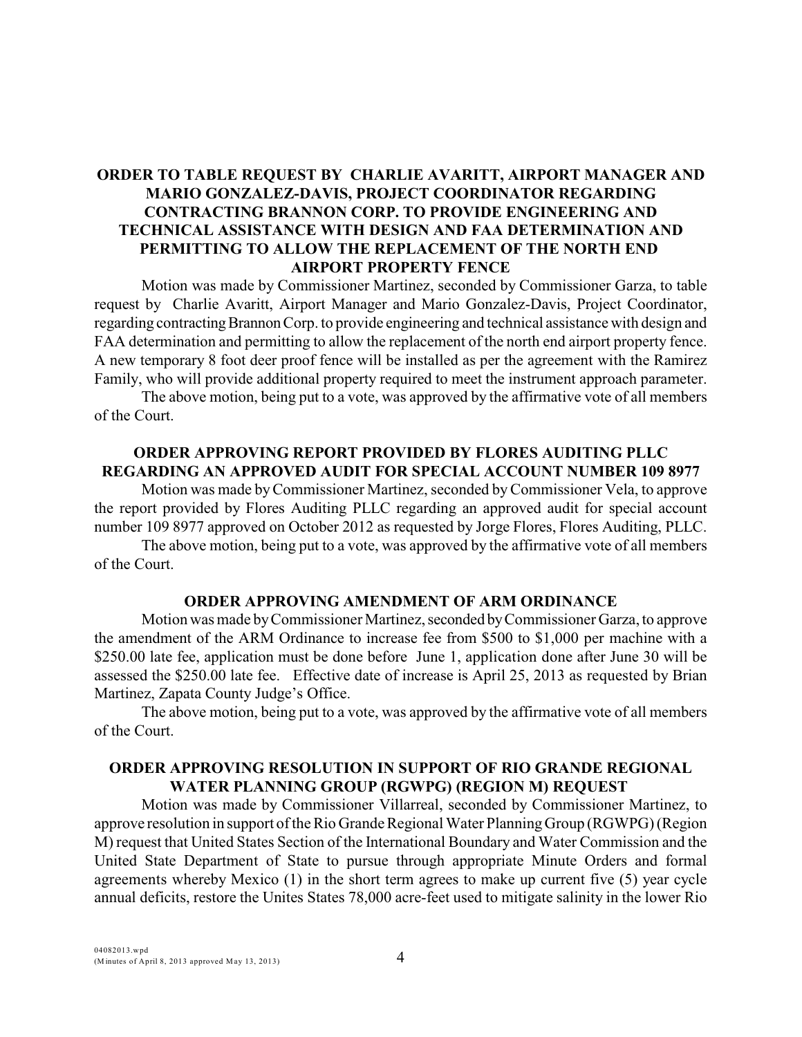## ORDER TO TABLE REQUEST BY CHARLIE AVARITT, AIRPORT MANAGER AND MARIO GONZALEZ-DAVIS, PROJECT COORDINATOR REGARDING CONTRACTING BRANNON CORP. TO PROVIDE ENGINEERING AND TECHNICAL ASSISTANCE WITH DESIGN AND FAA DETERMINATION AND PERMITTING TO ALLOW THE REPLACEMENT OF THE NORTH END AIRPORT PROPERTY FENCE

Motion was made by Commissioner Martinez, seconded by Commissioner Garza, to table request by Charlie Avaritt, Airport Manager and Mario Gonzalez-Davis, Project Coordinator, regarding contracting Brannon Corp. to provide engineering and technical assistance with design and FAA determination and permitting to allow the replacement of the north end airport property fence. A new temporary 8 foot deer proof fence will be installed as per the agreement with the Ramirez Family, who will provide additional property required to meet the instrument approach parameter.

The above motion, being put to a vote, was approved by the affirmative vote of all members of the Court.

## ORDER APPROVING REPORT PROVIDED BY FLORES AUDITING PLLC REGARDING AN APPROVED AUDIT FOR SPECIAL ACCOUNT NUMBER 109 8977

Motion was made by Commissioner Martinez, seconded by Commissioner Vela, to approve the report provided by Flores Auditing PLLC regarding an approved audit for special account number 109 8977 approved on October 2012 as requested by Jorge Flores, Flores Auditing, PLLC.

The above motion, being put to a vote, was approved by the affirmative vote of all members of the Court.

## ORDER APPROVING AMENDMENT OF ARM ORDINANCE

Motion was made by Commissioner Martinez, seconded by Commissioner Garza, to approve the amendment of the ARM Ordinance to increase fee from $500 to $1,000 per machine with a $250.00 late fee, application must be done before June 1, application done after June 30 will be assessed the $250.00 late fee. Effective date of increase is April 25, 2013 as requested by Brian Martinez, Zapata County Judge's Office.

The above motion, being put to a vote, was approved by the affirmative vote of all members of the Court.

## ORDER APPROVING RESOLUTION IN SUPPORT OF RIO GRANDE REGIONAL WATER PLANNING GROUP (RGWPG) (REGION M) REQUEST

Motion was made by Commissioner Villarreal, seconded by Commissioner Martinez, to approve resolution in support of the Rio Grande Regional Water Planning Group (RGWPG) (Region M) request that United States Section of the International Boundary and Water Commission and the United State Department of State to pursue through appropriate Minute Orders and formal agreements whereby Mexico (1) in the short term agrees to make up current five (5) year cycle annual deficits, restore the Unites States 78,000 acre-feet used to mitigate salinity in the lower Rio

04082013.wpd
(Minutes of April 8, 2013 approved May 13, 2013)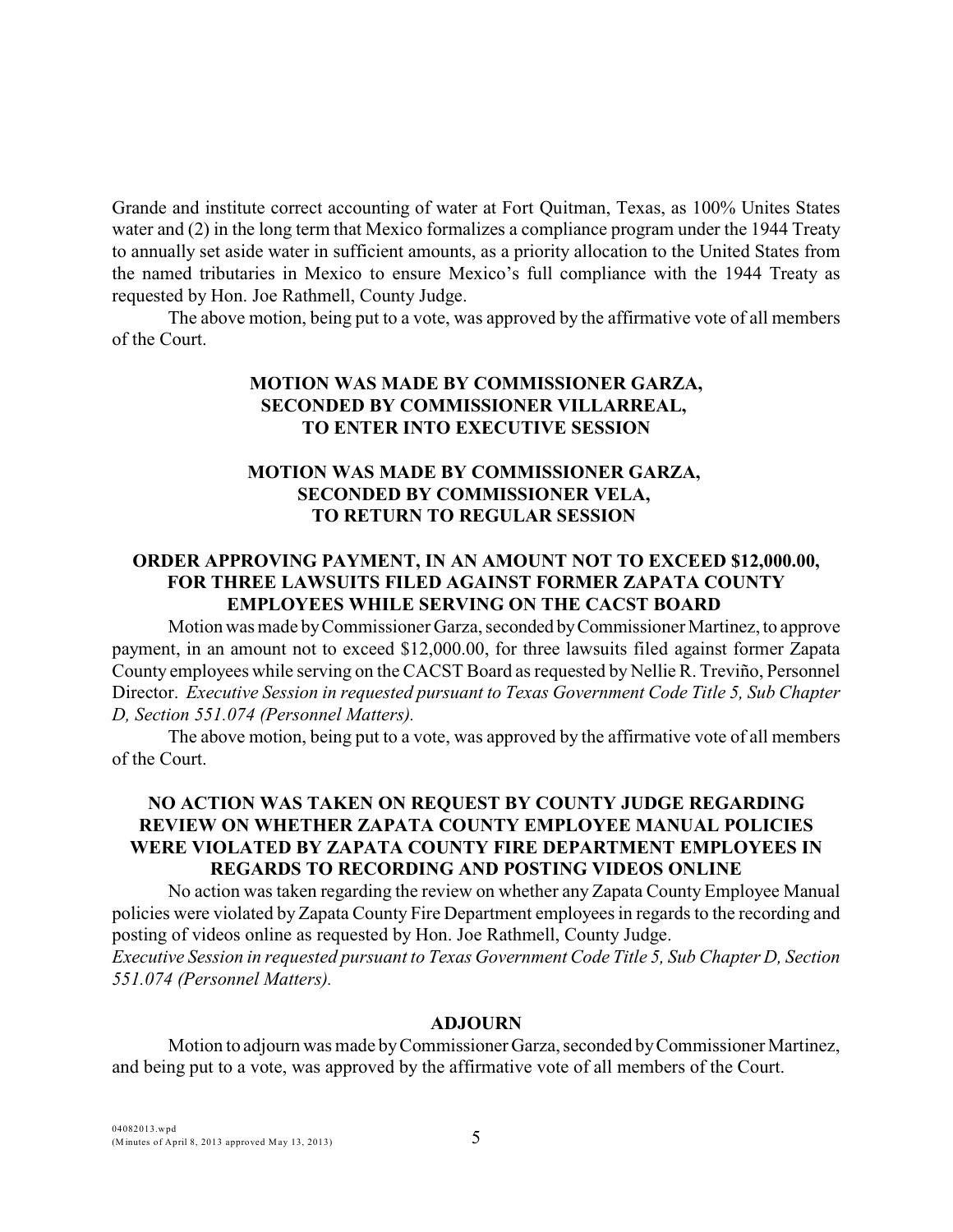Grande and institute correct accounting of water at Fort Quitman, Texas, as 100% Unites States water and (2) in the long term that Mexico formalizes a compliance program under the 1944 Treaty to annually set aside water in sufficient amounts, as a priority allocation to the United States from the named tributaries in Mexico to ensure Mexico's full compliance with the 1944 Treaty as requested by Hon. Joe Rathmell, County Judge.

The above motion, being put to a vote, was approved by the affirmative vote of all members of the Court.

**MOTION WAS MADE BY COMMISSIONER GARZA,
SECONDED BY COMMISSIONER VILLARREAL,
TO ENTER INTO EXECUTIVE SESSION**

**MOTION WAS MADE BY COMMISSIONER GARZA,
SECONDED BY COMMISSIONER VELA,
TO RETURN TO REGULAR SESSION**

**ORDER APPROVING PAYMENT, IN AN AMOUNT NOT TO EXCEED $12,000.00, FOR THREE LAWSUITS FILED AGAINST FORMER ZAPATA COUNTY EMPLOYEES WHILE SERVING ON THE CACST BOARD**

Motion was made by Commissioner Garza, seconded by Commissioner Martinez, to approve payment, in an amount not to exceed $12,000.00, for three lawsuits filed against former Zapata County employees while serving on the CACST Board as requested by Nellie R. Treviño, Personnel Director. *Executive Session in requested pursuant to Texas Government Code Title 5, Sub Chapter D, Section 551.074 (Personnel Matters).*

The above motion, being put to a vote, was approved by the affirmative vote of all members of the Court.

**NO ACTION WAS TAKEN ON REQUEST BY COUNTY JUDGE REGARDING REVIEW ON WHETHER ZAPATA COUNTY EMPLOYEE MANUAL POLICIES WERE VIOLATED BY ZAPATA COUNTY FIRE DEPARTMENT EMPLOYEES IN REGARDS TO RECORDING AND POSTING VIDEOS ONLINE**

No action was taken regarding the review on whether any Zapata County Employee Manual policies were violated by Zapata County Fire Department employees in regards to the recording and posting of videos online as requested by Hon. Joe Rathmell, County Judge.
*Executive Session in requested pursuant to Texas Government Code Title 5, Sub Chapter D, Section 551.074 (Personnel Matters).*

**ADJOURN**

Motion to adjourn was made by Commissioner Garza, seconded by Commissioner Martinez, and being put to a vote, was approved by the affirmative vote of all members of the Court.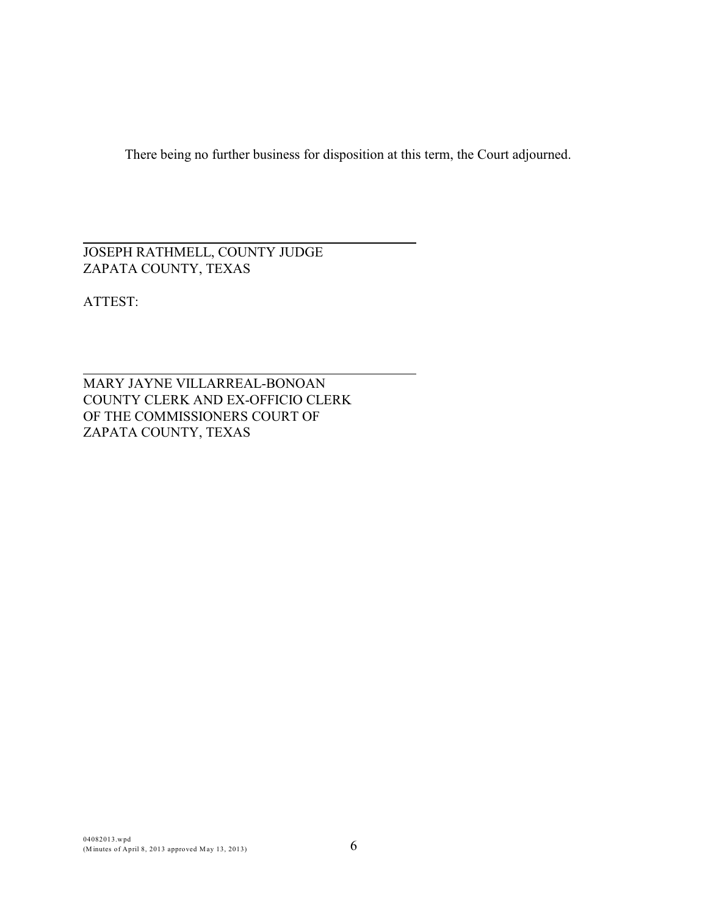There being no further business for disposition at this term, the Court adjourned.

\_\_\_\_\_\_\_\_\_\_\_\_\_\_\_\_\_\_\_\_\_\_\_\_\_\_\_\_\_\_\_\_\_\_\_\_\_\_\_\_

JOSEPH RATHMELL, COUNTY JUDGE
ZAPATA COUNTY, TEXAS

ATTEST:

\_\_\_\_\_\_\_\_\_\_\_\_\_\_\_\_\_\_\_\_\_\_\_\_\_\_\_\_\_\_\_\_\_\_\_\_\_\_\_\_

MARY JAYNE VILLARREAL-BONOAN
COUNTY CLERK AND EX-OFFICIO CLERK
OF THE COMMISSIONERS COURT OF
ZAPATA COUNTY, TEXAS

04082013.wpd
(Minutes of April 8, 2013 approved May 13, 2013)